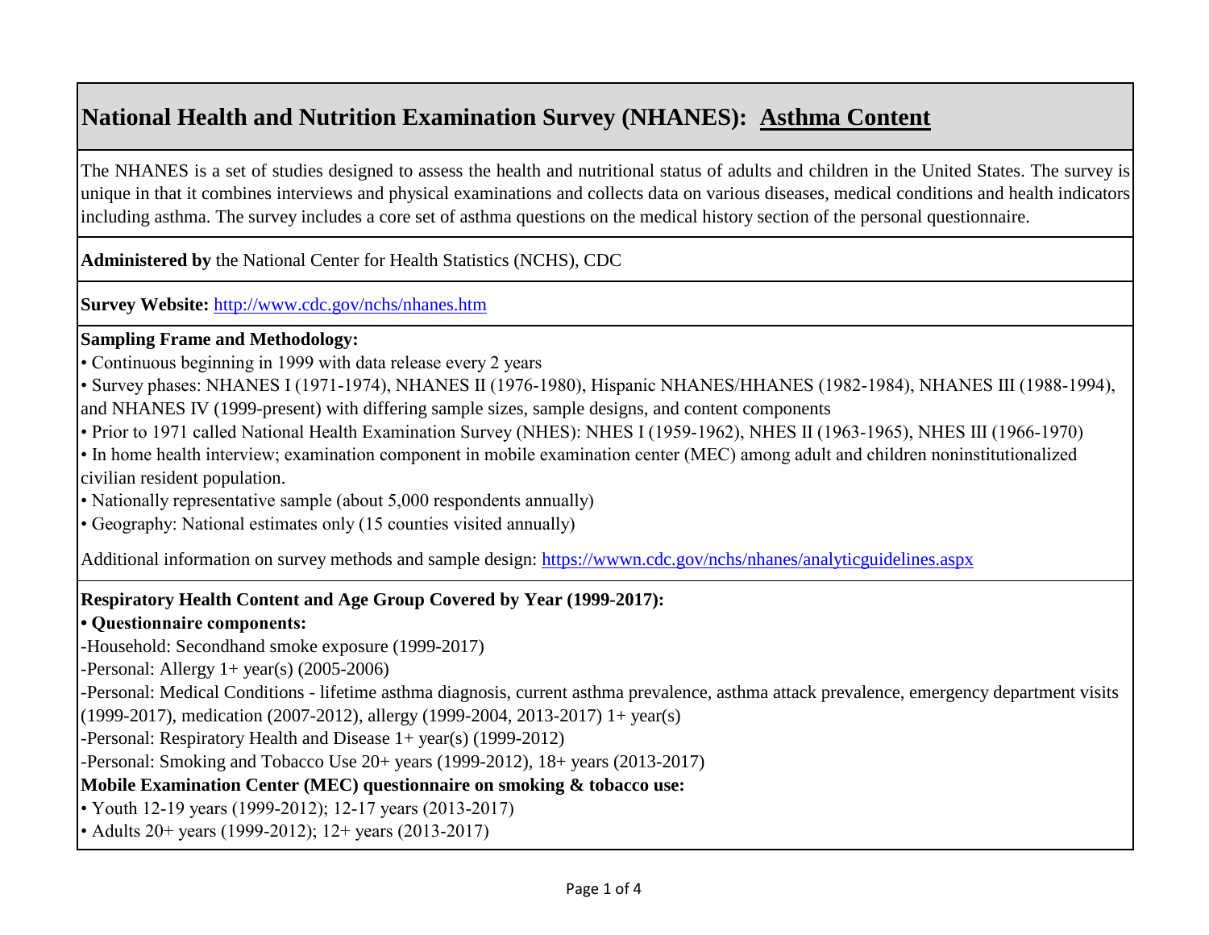# National Health and Nutrition Examination Survey (NHANES): Asthma Content

The NHANES is a set of studies designed to assess the health and nutritional status of adults and children in the United States. The survey is unique in that it combines interviews and physical examinations and collects data on various diseases, medical conditions and health indicators including asthma. The survey includes a core set of asthma questions on the medical history section of the personal questionnaire.

**Administered by** the National Center for Health Statistics (NCHS), CDC

**Survey Website:** [http://www.cdc.gov/nchs/nhanes.htm](http://www.cdc.gov/nchs/nhanes.htm)

**Sampling Frame and Methodology:**

- Continuous beginning in 1999 with data release every 2 years
- Survey phases: NHANES I (1971-1974), NHANES II (1976-1980), Hispanic NHANES/HHANES (1982-1984), NHANES III (1988-1994), and NHANES IV (1999-present) with differing sample sizes, sample designs, and content components
- Prior to 1971 called National Health Examination Survey (NHES): NHES I (1959-1962), NHES II (1963-1965), NHES III (1966-1970)
- In home health interview; examination component in mobile examination center (MEC) among adult and children noninstitutionalized civilian resident population.
- Nationally representative sample (about 5,000 respondents annually)
- Geography: National estimates only (15 counties visited annually)

Additional information on survey methods and sample design: [https://wwwn.cdc.gov/nchs/nhanes/analyticguidelines.aspx](https://wwwn.cdc.gov/nchs/nhanes/analyticguidelines.aspx)

**Respiratory Health Content and Age Group Covered by Year (1999-2017):**

**• Questionnaire components:**

-Household: Secondhand smoke exposure (1999-2017)

-Personal: Allergy 1+ year(s) (2005-2006)

-Personal: Medical Conditions - lifetime asthma diagnosis, current asthma prevalence, asthma attack prevalence, emergency department visits (1999-2017), medication (2007-2012), allergy (1999-2004, 2013-2017) 1+ year(s)

-Personal: Respiratory Health and Disease 1+ year(s) (1999-2012)

-Personal: Smoking and Tobacco Use 20+ years (1999-2012), 18+ years (2013-2017)

**Mobile Examination Center (MEC) questionnaire on smoking & tobacco use:**

- Youth 12-19 years (1999-2012); 12-17 years (2013-2017)
- Adults 20+ years (1999-2012); 12+ years (2013-2017)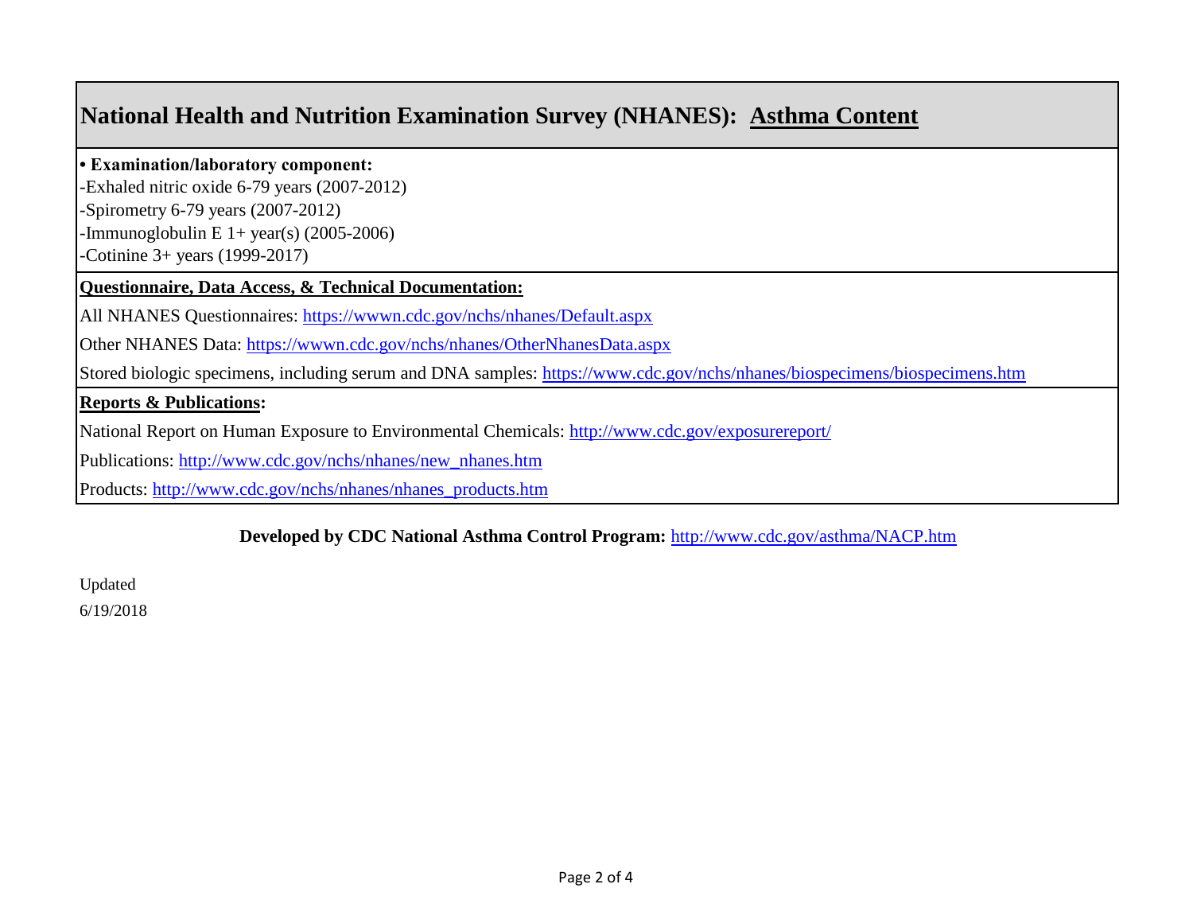# National Health and Nutrition Examination Survey (NHANES): Asthma Content

**• Examination/laboratory component:**

-Exhaled nitric oxide 6-79 years (2007-2012)
-Spirometry 6-79 years (2007-2012)
-Immunoglobulin E 1+ year(s) (2005-2006)
-Cotinine 3+ years (1999-2017)

**Questionnaire, Data Access, & Technical Documentation:**

All NHANES Questionnaires: https://wwwn.cdc.gov/nchs/nhanes/Default.aspx

Other NHANES Data: https://wwwn.cdc.gov/nchs/nhanes/OtherNhanesData.aspx

Stored biologic specimens, including serum and DNA samples: https://www.cdc.gov/nchs/nhanes/biospecimens/biospecimens.htm

**Reports & Publications:**

National Report on Human Exposure to Environmental Chemicals: http://www.cdc.gov/exposurereport/

Publications: http://www.cdc.gov/nchs/nhanes/new_nhanes.htm

Products: http://www.cdc.gov/nchs/nhanes/nhanes_products.htm

**Developed by CDC National Asthma Control Program:** http://www.cdc.gov/asthma/NACP.htm

Updated
6/19/2018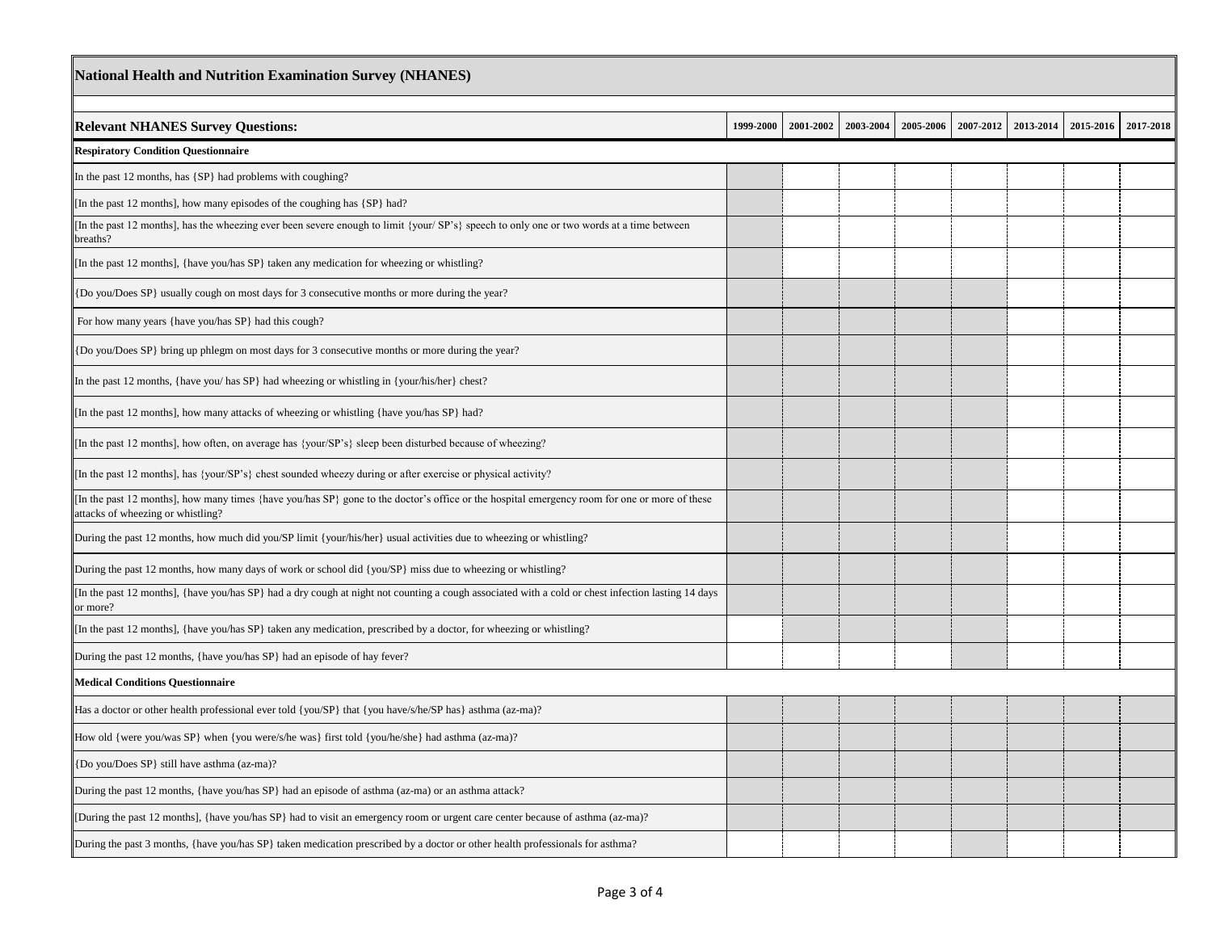# National Health and Nutrition Examination Survey (NHANES)

Shaded cells are marked ■; unshaded cells are blank.

| Relevant NHANES Survey Questions: | 1999-2000 | 2001-2002 | 2003-2004 | 2005-2006 | 2007-2012 | 2013-2014 | 2015-2016 | 2017-2018 |
|---|---|---|---|---|---|---|---|---|
| **Respiratory Condition Questionnaire** | | | | | | | | |
| In the past 12 months, has {SP} had problems with coughing? | ■ | | | | | | | |
| [In the past 12 months], how many episodes of the coughing has {SP} had? | ■ | | | | | | | |
| [In the past 12 months], has the wheezing ever been severe enough to limit {your/ SP's} speech to only one or two words at a time between breaths? | ■ | | | | | | | |
| [In the past 12 months], {have you/has SP} taken any medication for wheezing or whistling? | ■ | | | | | | | |
| {Do you/Does SP} usually cough on most days for 3 consecutive months or more during the year? | ■ | ■ | ■ | ■ | ■ | | | |
| For how many years {have you/has SP} had this cough? | ■ | ■ | ■ | ■ | ■ | | | |
| {Do you/Does SP} bring up phlegm on most days for 3 consecutive months or more during the year? | ■ | ■ | ■ | ■ | ■ | | | |
| In the past 12 months, {have you/ has SP} had wheezing or whistling in {your/his/her} chest? | ■ | ■ | ■ | ■ | ■ | | | |
| [In the past 12 months], how many attacks of wheezing or whistling {have you/has SP} had? | ■ | ■ | ■ | ■ | ■ | | | |
| [In the past 12 months], how often, on average has {your/SP's} sleep been disturbed because of wheezing? | ■ | ■ | ■ | ■ | ■ | | | |
| [In the past 12 months], has {your/SP's} chest sounded wheezy during or after exercise or physical activity? | ■ | ■ | ■ | ■ | ■ | | | |
| [In the past 12 months], how many times {have you/has SP} gone to the doctor's office or the hospital emergency room for one or more of these attacks of wheezing or whistling? | ■ | ■ | ■ | ■ | ■ | | | |
| During the past 12 months, how much did you/SP limit {your/his/her} usual activities due to wheezing or whistling? | ■ | ■ | ■ | ■ | ■ | | | |
| During the past 12 months, how many days of work or school did {you/SP} miss due to wheezing or whistling? | ■ | ■ | ■ | ■ | ■ | | | |
| [In the past 12 months], {have you/has SP} had a dry cough at night not counting a cough associated with a cold or chest infection lasting 14 days or more? | ■ | ■ | ■ | ■ | ■ | | | |
| [In the past 12 months], {have you/has SP} taken any medication, prescribed by a doctor, for wheezing or whistling? | | ■ | ■ | ■ | ■ | | | |
| During the past 12 months, {have you/has SP} had an episode of hay fever? | | | | | ■ | | | |
| **Medical Conditions Questionnaire** | | | | | | | | |
| Has a doctor or other health professional ever told {you/SP} that {you have/s/he/SP has} asthma (az-ma)? | ■ | ■ | ■ | ■ | ■ | ■ | ■ | ■ |
| How old {were you/was SP} when {you were/s/he was} first told {you/he/she} had asthma (az-ma)? | ■ | ■ | ■ | ■ | ■ | ■ | ■ | ■ |
| {Do you/Does SP} still have asthma (az-ma)? | ■ | ■ | ■ | ■ | ■ | ■ | ■ | ■ |
| During the past 12 months, {have you/has SP} had an episode of asthma (az-ma) or an asthma attack? | ■ | ■ | ■ | ■ | ■ | ■ | ■ | ■ |
| [During the past 12 months], {have you/has SP} had to visit an emergency room or urgent care center because of asthma (az-ma)? | ■ | ■ | ■ | ■ | ■ | ■ | ■ | ■ |
| During the past 3 months, {have you/has SP} taken medication prescribed by a doctor or other health professionals for asthma? | | | | | ■ | | | |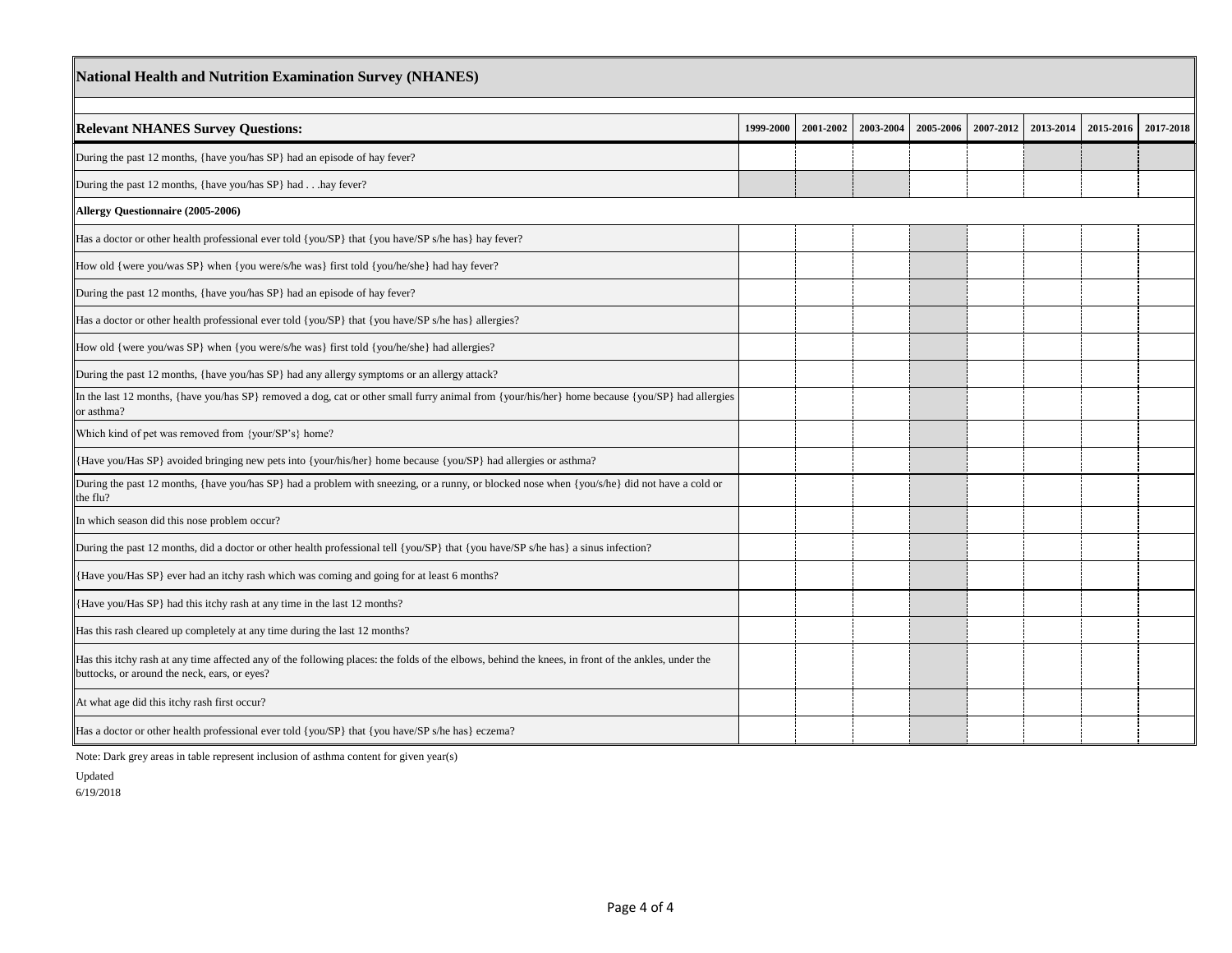## National Health and Nutrition Examination Survey (NHANES)

| **Relevant NHANES Survey Questions:** | **1999-2000** | **2001-2002** | **2003-2004** | **2005-2006** | **2007-2012** | **2013-2014** | **2015-2016** | **2017-2018** |
|---|---|---|---|---|---|---|---|---|
| During the past 12 months, {have you/has SP} had an episode of hay fever? | | | | | | | | |
| During the past 12 months, {have you/has SP} had . . .hay fever? | | | | | | | | |
| **Allergy Questionnaire (2005-2006)** | | | | | | | | |
| Has a doctor or other health professional ever told {you/SP} that {you have/SP s/he has} hay fever? | | | | | | | | |
| How old {were you/was SP} when {you were/s/he was} first told {you/he/she} had hay fever? | | | | | | | | |
| During the past 12 months, {have you/has SP} had an episode of hay fever? | | | | | | | | |
| Has a doctor or other health professional ever told {you/SP} that {you have/SP s/he has} allergies? | | | | | | | | |
| How old {were you/was SP} when {you were/s/he was} first told {you/he/she} had allergies? | | | | | | | | |
| During the past 12 months, {have you/has SP} had any allergy symptoms or an allergy attack? | | | | | | | | |
| In the last 12 months, {have you/has SP} removed a dog, cat or other small furry animal from {your/his/her} home because {you/SP} had allergies or asthma? | | | | | | | | |
| Which kind of pet was removed from {your/SP's} home? | | | | | | | | |
| {Have you/Has SP} avoided bringing new pets into {your/his/her} home because {you/SP} had allergies or asthma? | | | | | | | | |
| During the past 12 months, {have you/has SP} had a problem with sneezing, or a runny, or blocked nose when {you/s/he} did not have a cold or the flu? | | | | | | | | |
| In which season did this nose problem occur? | | | | | | | | |
| During the past 12 months, did a doctor or other health professional tell {you/SP} that {you have/SP s/he has} a sinus infection? | | | | | | | | |
| {Have you/Has SP} ever had an itchy rash which was coming and going for at least 6 months? | | | | | | | | |
| {Have you/Has SP} had this itchy rash at any time in the last 12 months? | | | | | | | | |
| Has this rash cleared up completely at any time during the last 12 months? | | | | | | | | |
| Has this itchy rash at any time affected any of the following places: the folds of the elbows, behind the knees, in front of the ankles, under the buttocks, or around the neck, ears, or eyes? | | | | | | | | |
| At what age did this itchy rash first occur? | | | | | | | | |
| Has a doctor or other health professional ever told {you/SP} that {you have/SP s/he has} eczema? | | | | | | | | |

Note: Dark grey areas in table represent inclusion of asthma content for given year(s)

Updated
6/19/2018